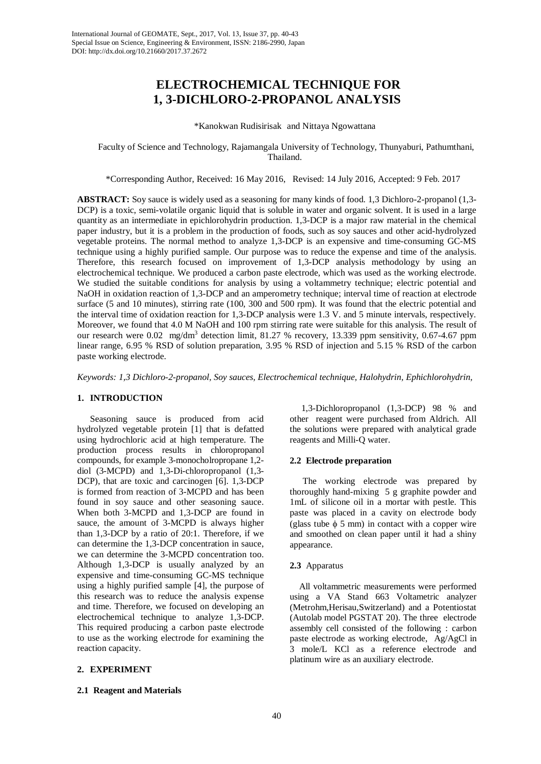# ELECTROCHEMICAL TECHNIQUE FOR 1, 3-DICHLORO-2-PROPANOL ANALYSIS

*Kanokwan Rudisirisak and Nittaya Ngowattana

Faculty of Science and Technology, Rajamangala University of Technology, Thunyaburi, Pathumthani, Thailand.

*Corresponding Author, Received: 16 May 2016, Revised: 14 July 2016, Accepted: 9 Feb. 2017

**ABSTRACT:** Soy sauce is widely used as a seasoning for many kinds of food. 1,3 Dichloro-2-propanol (1,3-DCP) is a toxic, semi-volatile organic liquid that is soluble in water and organic solvent. It is used in a large quantity as an intermediate in epichlorohydrin production. 1,3-DCP is a major raw material in the chemical paper industry, but it is a problem in the production of foods, such as soy sauces and other acid-hydrolyzed vegetable proteins. The normal method to analyze 1,3-DCP is an expensive and time-consuming GC-MS technique using a highly purified sample. Our purpose was to reduce the expense and time of the analysis. Therefore, this research focused on improvement of 1,3-DCP analysis methodology by using an electrochemical technique. We produced a carbon paste electrode, which was used as the working electrode. We studied the suitable conditions for analysis by using a voltammetry technique; electric potential and NaOH in oxidation reaction of 1,3-DCP and an amperometry technique; interval time of reaction at electrode surface (5 and 10 minutes), stirring rate (100, 300 and 500 rpm). It was found that the electric potential and the interval time of oxidation reaction for 1,3-DCP analysis were 1.3 V. and 5 minute intervals, respectively. Moreover, we found that 4.0 M NaOH and 100 rpm stirring rate were suitable for this analysis. The result of our research were 0.02 $mg/dm^3$ detection limit, 81.27 % recovery, 13.339 ppm sensitivity, 0.67-4.67 ppm linear range, 6.95 % RSD of solution preparation, 3.95 % RSD of injection and 5.15 % RSD of the carbon paste working electrode.

*Keywords: 1,3 Dichloro-2-propanol, Soy sauces, Electrochemical technique, Halohydrin, Ephichlorohydrin,*

## 1. INTRODUCTION

Seasoning sauce is produced from acid hydrolyzed vegetable protein [1] that is defatted using hydrochloric acid at high temperature. The production process results in chloropropanol compounds, for example 3-monocholropropane 1,2-diol (3-MCPD) and 1,3-Di-chloropropanol (1,3-DCP), that are toxic and carcinogen [6]. 1,3-DCP is formed from reaction of 3-MCPD and has been found in soy sauce and other seasoning sauce. When both 3-MCPD and 1,3-DCP are found in sauce, the amount of 3-MCPD is always higher than 1,3-DCP by a ratio of 20:1. Therefore, if we can determine the 1,3-DCP concentration in sauce, we can determine the 3-MCPD concentration too. Although 1,3-DCP is usually analyzed by an expensive and time-consuming GC-MS technique using a highly purified sample [4], the purpose of this research was to reduce the analysis expense and time. Therefore, we focused on developing an electrochemical technique to analyze 1,3-DCP. This required producing a carbon paste electrode to use as the working electrode for examining the reaction capacity.

## 2. EXPERIMENT

### 2.1 Reagent and Materials

1,3-Dichloropropanol (1,3-DCP) 98 % and other reagent were purchased from Aldrich. All the solutions were prepared with analytical grade reagents and Milli-Q water.

### 2.2 Electrode preparation

The working electrode was prepared by thoroughly hand-mixing 5 g graphite powder and 1mL of silicone oil in a mortar with pestle. This paste was placed in a cavity on electrode body (glass tube $\phi$ 5 mm) in contact with a copper wire and smoothed on clean paper until it had a shiny appearance.

### 2.3 Apparatus

All voltammetric measurements were performed using a VA Stand 663 Voltametric analyzer (Metrohm,Herisau,Switzerland) and a Potentiostat (Autolab model PGSTAT 20). The three electrode assembly cell consisted of the following : carbon paste electrode as working electrode, Ag/AgCl in 3 mole/L KCl as a reference electrode and platinum wire as an auxiliary electrode.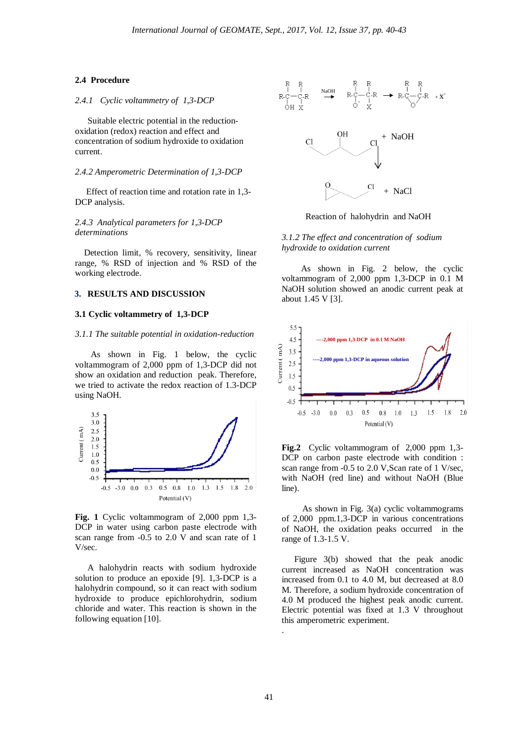### 2.4 Procedure

*2.4.1 Cyclic voltammetry of 1,3-DCP*

Suitable electric potential in the reduction-oxidation (redox) reaction and effect and concentration of sodium hydroxide to oxidation current.

*2.4.2 Amperometric Determination of 1,3-DCP*

Effect of reaction time and rotation rate in 1,3-DCP analysis.

*2.4.3 Analytical parameters for 1,3-DCP determinations*

Detection limit, % recovery, sensitivity, linear range, % RSD of injection and % RSD of the working electrode.

## 3. RESULTS AND DISCUSSION

### 3.1 Cyclic voltammetry of 1,3-DCP

*3.1.1 The suitable potential in oxidation-reduction*

As shown in Fig. 1 below, the cyclic voltammogram of 2,000 ppm of 1,3-DCP did not show an oxidation and reduction peak. Therefore, we tried to activate the redox reaction of 1.3-DCP using NaOH.

**Fig. 1** Cyclic voltammogram of 2,000 ppm 1,3-DCP in water using carbon paste electrode with scan range from -0.5 to 2.0 V and scan rate of 1 V/sec.

A halohydrin reacts with sodium hydroxide solution to produce an epoxide [9]. 1,3-DCP is a halohydrin compound, so it can react with sodium hydroxide to produce epichlorohydrin, sodium chloride and water. This reaction is shown in the following equation [10].

Reaction of halohydrin and NaOH

*3.1.2 The effect and concentration of sodium hydroxide to oxidation current*

As shown in Fig. 2 below, the cyclic voltammogram of 2,000 ppm 1,3-DCP in 0.1 M NaOH solution showed an anodic current peak at about 1.45 V [3].

**Fig.2** Cyclic voltammogram of 2,000 ppm 1,3-DCP on carbon paste electrode with condition : scan range from -0.5 to 2.0 V,Scan rate of 1 V/sec, with NaOH (red line) and without NaOH (Blue line).

As shown in Fig. 3(a) cyclic voltammograms of 2,000 ppm.1,3-DCP in various concentrations of NaOH, the oxidation peaks occurred in the range of 1.3-1.5 V.

Figure 3(b) showed that the peak anodic current increased as NaOH concentration was increased from 0.1 to 4.0 M, but decreased at 8.0 M. Therefore, a sodium hydroxide concentration of 4.0 M produced the highest peak anodic current. Electric potential was fixed at 1.3 V throughout this amperometric experiment.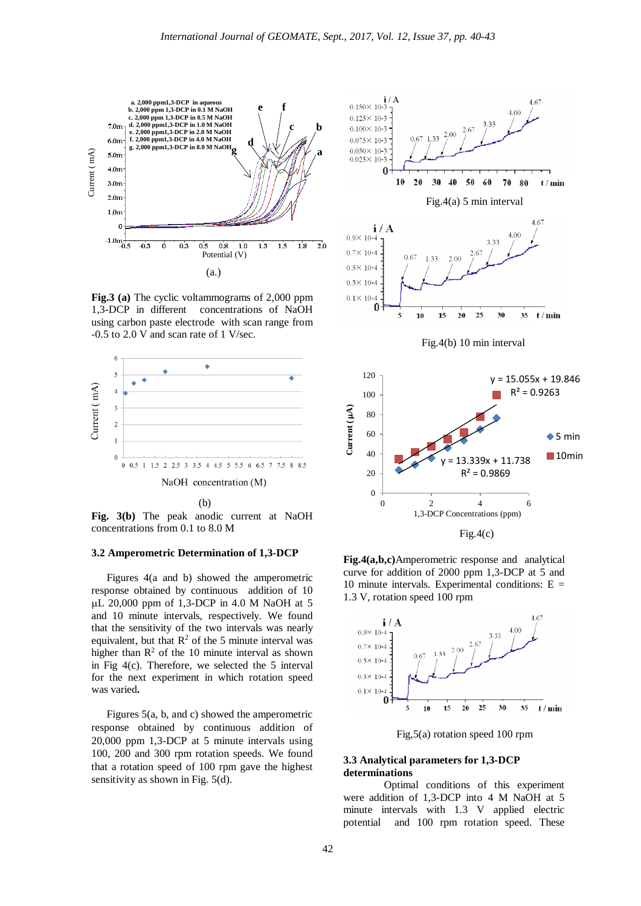(a.)

**Fig.3 (a)** The cyclic voltammograms of 2,000 ppm 1,3-DCP in different concentrations of NaOH using carbon paste electrode with scan range from -0.5 to 2.0 V and scan rate of 1 V/sec.

(b)

**Fig. 3(b)** The peak anodic current at NaOH concentrations from 0.1 to 8.0 M

### 3.2 Amperometric Determination of 1,3-DCP

Figures 4(a and b) showed the amperometric response obtained by continuous addition of 10 µL 20,000 ppm of 1,3-DCP in 4.0 M NaOH at 5 and 10 minute intervals, respectively. We found that the sensitivity of the two intervals was nearly equivalent, but that $R^2$ of the 5 minute interval was higher than $R^2$ of the 10 minute interval as shown in Fig 4(c). Therefore, we selected the 5 interval for the next experiment in which rotation speed was varied.

Figures 5(a, b, and c) showed the amperometric response obtained by continuous addition of 20,000 ppm 1,3-DCP at 5 minute intervals using 100, 200 and 300 rpm rotation speeds. We found that a rotation speed of 100 rpm gave the highest sensitivity as shown in Fig. 5(d).

Fig.4(a) 5 min interval

Fig.4(b) 10 min interval

Fig.4(c)

**Fig.4(a,b,c)** Amperometric response and analytical curve for addition of 2000 ppm 1,3-DCP at 5 and 10 minute intervals. Experimental conditions: E = 1.3 V, rotation speed 100 rpm

Fig,5(a) rotation speed 100 rpm

### 3.3 Analytical parameters for 1,3-DCP determinations

Optimal conditions of this experiment were addition of 1,3-DCP into 4 M NaOH at 5 minute intervals with 1.3 V applied electric potential and 100 rpm rotation speed. These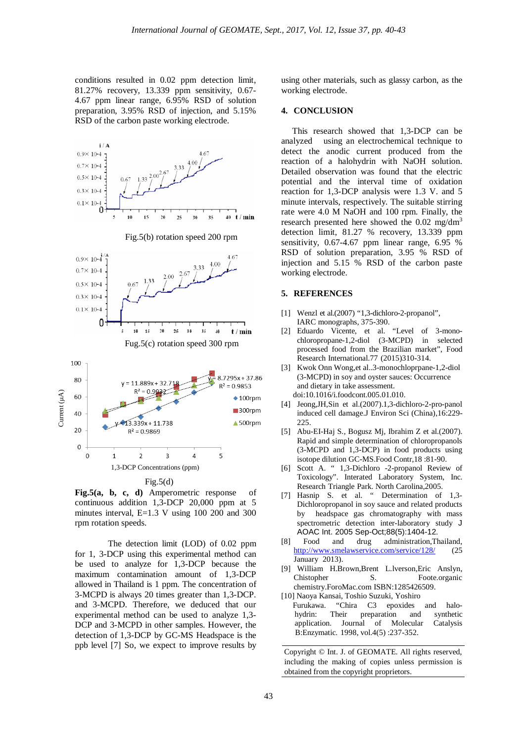conditions resulted in 0.02 ppm detection limit, 81.27% recovery, 13.339 ppm sensitivity, 0.67-4.67 ppm linear range, 6.95% RSD of solution preparation, 3.95% RSD of injection, and 5.15% RSD of the carbon paste working electrode.

i / A
0.9× 10-4
0.7× 10-4
0.5× 10-4
0.3× 10-4
0.1× 10-4
0
0.67 1.33 2.00 2.67 3.33 4.00 4.67
5 10 15 20 25 30 35 40 t / min

Fig.5(b) rotation speed 200 rpm

i / A
0.9× 10-4
0.7× 10-4
0.5× 10-4
0.3× 10-4
0.1× 10-4
0
0.67 1.33 2.00 2.67 3.33 4.00 4.67
5 10 15 20 25 30 35 40 t / min

Fug.5(c) rotation speed 300 rpm

Current (µA)
100
80
60
40
20
0
0 1 2 3 4 5
1,3-DCP Concentrations (ppm)
y = 11.889x + 32.718
R² = 0.9932
y = 8.7295x + 37.86
R² = 0.9853
y = 13.339x + 11.738
R² = 0.9869
100rpm
300rpm
500rpm

Fig.5(d)

**Fig.5(a, b, c, d)** Amperometric response of continuous addition 1,3-DCP 20,000 ppm at 5 minutes interval, E=1.3 V using 100 200 and 300 rpm rotation speeds.

The detection limit (LOD) of 0.02 ppm for 1, 3-DCP using this experimental method can be used to analyze for 1,3-DCP because the maximum contamination amount of 1,3-DCP allowed in Thailand is 1 ppm. The concentration of 3-MCPD is always 20 times greater than 1,3-DCP. and 3-MCPD. Therefore, we deduced that our experimental method can be used to analyze 1,3-DCP and 3-MCPD in other samples. However, the detection of 1,3-DCP by GC-MS Headspace is the ppb level [7] So, we expect to improve results by using other materials, such as glassy carbon, as the working electrode.

## 4. CONCLUSION

This research showed that 1,3-DCP can be analyzed using an electrochemical technique to detect the anodic current produced from the reaction of a halohydrin with NaOH solution. Detailed observation was found that the electric potential and the interval time of oxidation reaction for 1,3-DCP analysis were 1.3 V. and 5 minute intervals, respectively. The suitable stirring rate were 4.0 M NaOH and 100 rpm. Finally, the research presented here showed the 0.02 mg/dm$^3$ detection limit, 81.27 % recovery, 13.339 ppm sensitivity, 0.67-4.67 ppm linear range, 6.95 % RSD of solution preparation, 3.95 % RSD of injection and 5.15 % RSD of the carbon paste working electrode.

## 5. REFERENCES

[1] Wenzl et al.(2007) "1,3-dichloro-2-propanol", IARC monographs, 375-390.

[2] Eduardo Vicente, et al. "Level of 3-mono-chloropropane-1,2-diol (3-MCPD) in selected processed food from the Brazilian market", Food Research International.77 (2015)310-314.

[3] Kwok Onn Wong,et al..3-monochloprpane-1,2-diol (3-MCPD) in soy and oyster sauces: Occurrence and dietary in take assessment. doi:10.1016/i.foodcont.005.01.010.

[4] Jeong,JH,Sin et al.(2007).1,3-dichloro-2-pro-panol induced cell damage.J Environ Sci (China),16:229-225.

[5] Abu-El-Haj S., Bogusz Mj, Ibrahim Z et al.(2007). Rapid and simple determination of chloropropanols (3-MCPD and 1,3-DCP) in food products using isotope dilution GC-MS.Food Contr,18 :81-90.

[6] Scott A. " 1,3-Dichloro -2-propanol Review of Toxicology". Interated Laboratory System, Inc. Research Triangle Park. North Carolina,2005.

[7] Hasnip S. et al. " Determination of 1,3-Dichloropropanol in soy sauce and related products by headspace gas chromatography with mass spectrometric detection inter-laboratory study J AOAC Int. 2005 Sep-Oct;88(5):1404-12.

[8] Food and drug administration,Thailand, http://www.smelawservice.com/service/128/ (25 January 2013).

[9] William H.Brown,Brent L.lverson,Eric Anslyn, Chistopher S. Foote.organic chemistry.ForoMac.com ISBN:1285426509.

[10] Naoya Kansai, Toshio Suzuki, Yoshiro Furukawa. "Chira C3 epoxides and halo-hydrin: Their preparation and synthetic application. Journal of Molecular Catalysis B:Enzymatic. 1998, vol.4(5) :237-352.

Copyright © Int. J. of GEOMATE. All rights reserved, including the making of copies unless permission is obtained from the copyright proprietors.